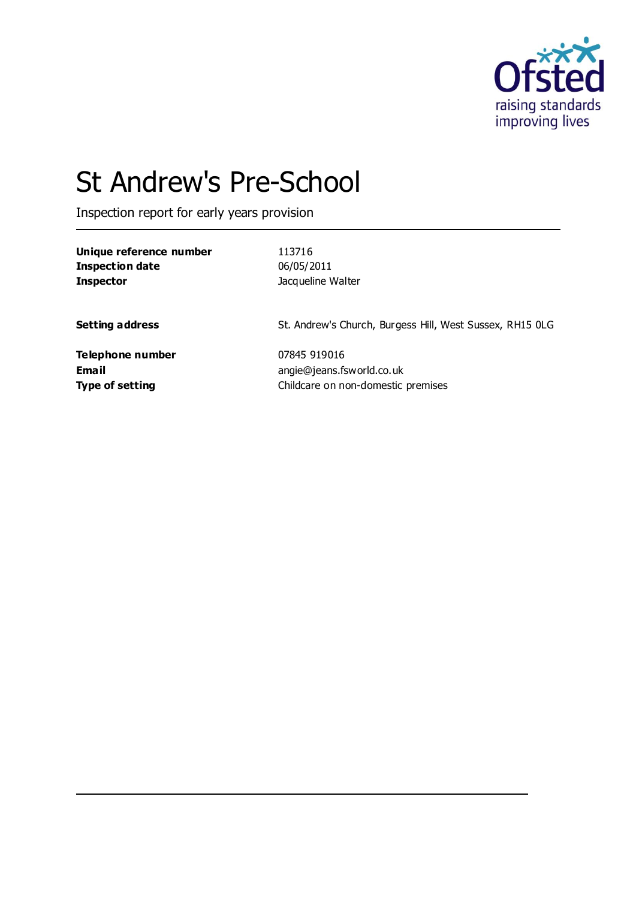# St Andrew's Pre-School

Inspection report for early years provision

| | |
|---|---|
| **Unique reference number** | 113716 |
| **Inspection date** | 06/05/2011 |
| **Inspector** | Jacqueline Walter |
| | |
| **Setting address** | St. Andrew's Church, Burgess Hill, West Sussex, RH15 0LG |
| | |
| **Telephone number** | 07845 919016 |
| **Email** | angie@jeans.fsworld.co.uk |
| **Type of setting** | Childcare on non-domestic premises |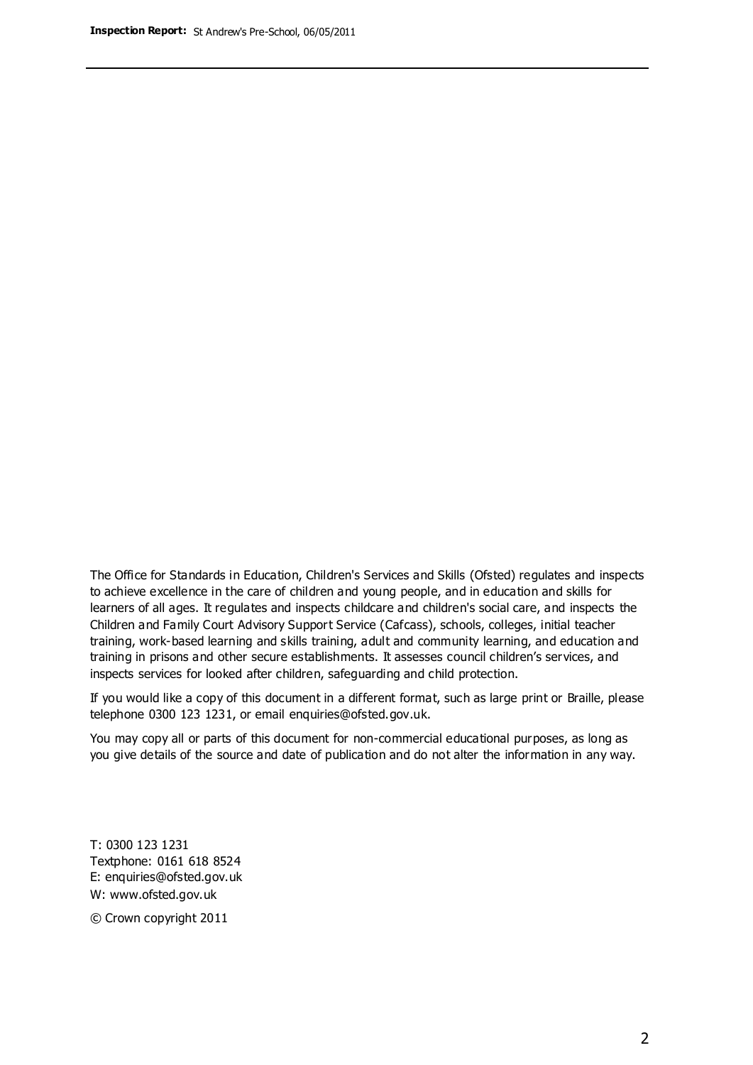The Office for Standards in Education, Children's Services and Skills (Ofsted) regulates and inspects to achieve excellence in the care of children and young people, and in education and skills for learners of all ages. It regulates and inspects childcare and children's social care, and inspects the Children and Family Court Advisory Support Service (Cafcass), schools, colleges, initial teacher training, work-based learning and skills training, adult and community learning, and education and training in prisons and other secure establishments. It assesses council children's services, and inspects services for looked after children, safeguarding and child protection.

If you would like a copy of this document in a different format, such as large print or Braille, please telephone 0300 123 1231, or email enquiries@ofsted.gov.uk.

You may copy all or parts of this document for non-commercial educational purposes, as long as you give details of the source and date of publication and do not alter the information in any way.

T: 0300 123 1231
Textphone: 0161 618 8524
E: enquiries@ofsted.gov.uk
W: www.ofsted.gov.uk

© Crown copyright 2011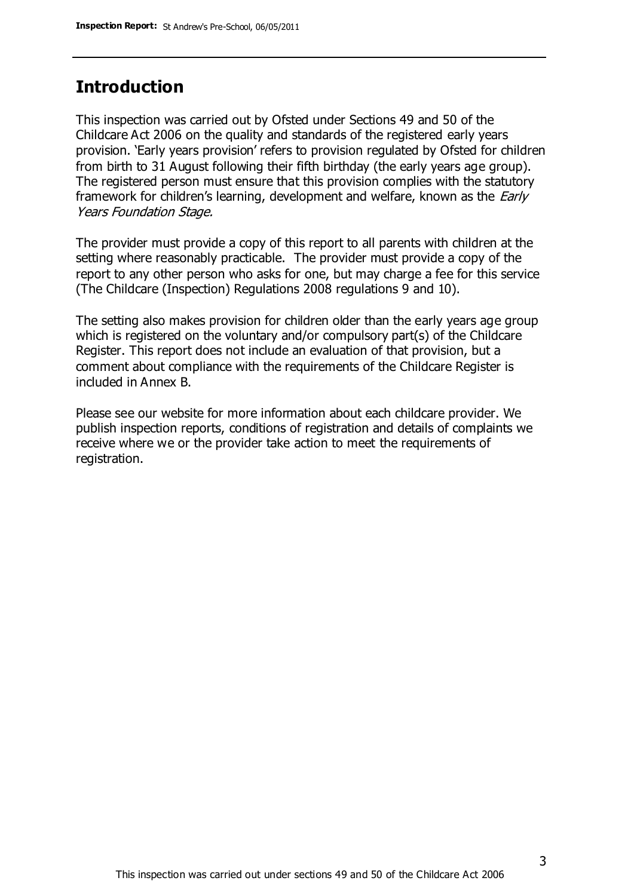## Introduction

This inspection was carried out by Ofsted under Sections 49 and 50 of the Childcare Act 2006 on the quality and standards of the registered early years provision. 'Early years provision' refers to provision regulated by Ofsted for children from birth to 31 August following their fifth birthday (the early years age group). The registered person must ensure that this provision complies with the statutory framework for children's learning, development and welfare, known as the *Early Years Foundation Stage.*

The provider must provide a copy of this report to all parents with children at the setting where reasonably practicable. The provider must provide a copy of the report to any other person who asks for one, but may charge a fee for this service (The Childcare (Inspection) Regulations 2008 regulations 9 and 10).

The setting also makes provision for children older than the early years age group which is registered on the voluntary and/or compulsory part(s) of the Childcare Register. This report does not include an evaluation of that provision, but a comment about compliance with the requirements of the Childcare Register is included in Annex B.

Please see our website for more information about each childcare provider. We publish inspection reports, conditions of registration and details of complaints we receive where we or the provider take action to meet the requirements of registration.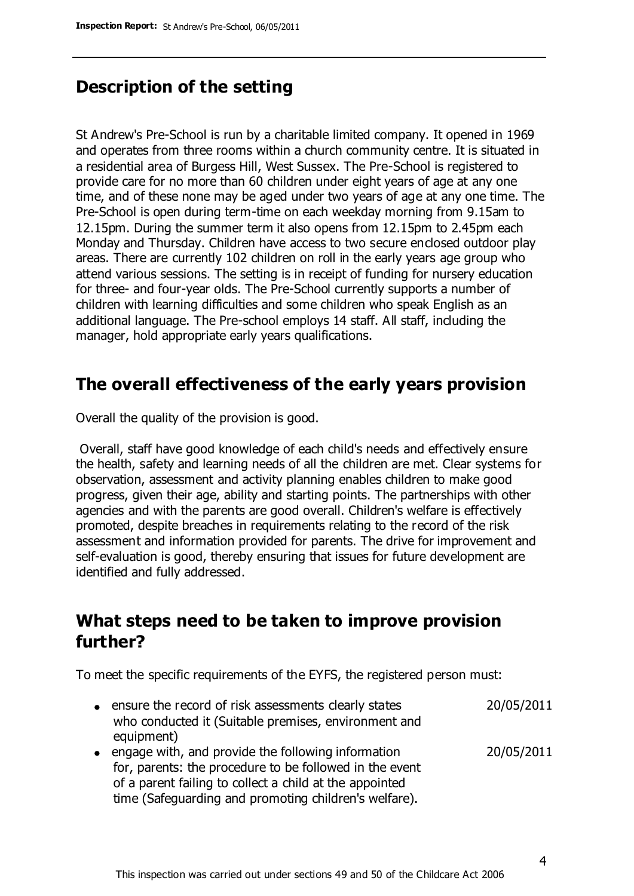## Description of the setting

St Andrew's Pre-School is run by a charitable limited company. It opened in 1969 and operates from three rooms within a church community centre. It is situated in a residential area of Burgess Hill, West Sussex. The Pre-School is registered to provide care for no more than 60 children under eight years of age at any one time, and of these none may be aged under two years of age at any one time. The Pre-School is open during term-time on each weekday morning from 9.15am to 12.15pm. During the summer term it also opens from 12.15pm to 2.45pm each Monday and Thursday. Children have access to two secure enclosed outdoor play areas. There are currently 102 children on roll in the early years age group who attend various sessions. The setting is in receipt of funding for nursery education for three- and four-year olds. The Pre-School currently supports a number of children with learning difficulties and some children who speak English as an additional language. The Pre-school employs 14 staff. All staff, including the manager, hold appropriate early years qualifications.

## The overall effectiveness of the early years provision

Overall the quality of the provision is good.

Overall, staff have good knowledge of each child's needs and effectively ensure the health, safety and learning needs of all the children are met. Clear systems for observation, assessment and activity planning enables children to make good progress, given their age, ability and starting points. The partnerships with other agencies and with the parents are good overall. Children's welfare is effectively promoted, despite breaches in requirements relating to the record of the risk assessment and information provided for parents. The drive for improvement and self-evaluation is good, thereby ensuring that issues for future development are identified and fully addressed.

## What steps need to be taken to improve provision further?

To meet the specific requirements of the EYFS, the registered person must:

| | |
|---|---|
| • ensure the record of risk assessments clearly states who conducted it (Suitable premises, environment and equipment) | 20/05/2011 |
| • engage with, and provide the following information for, parents: the procedure to be followed in the event of a parent failing to collect a child at the appointed time (Safeguarding and promoting children's welfare). | 20/05/2011 |

This inspection was carried out under sections 49 and 50 of the Childcare Act 2006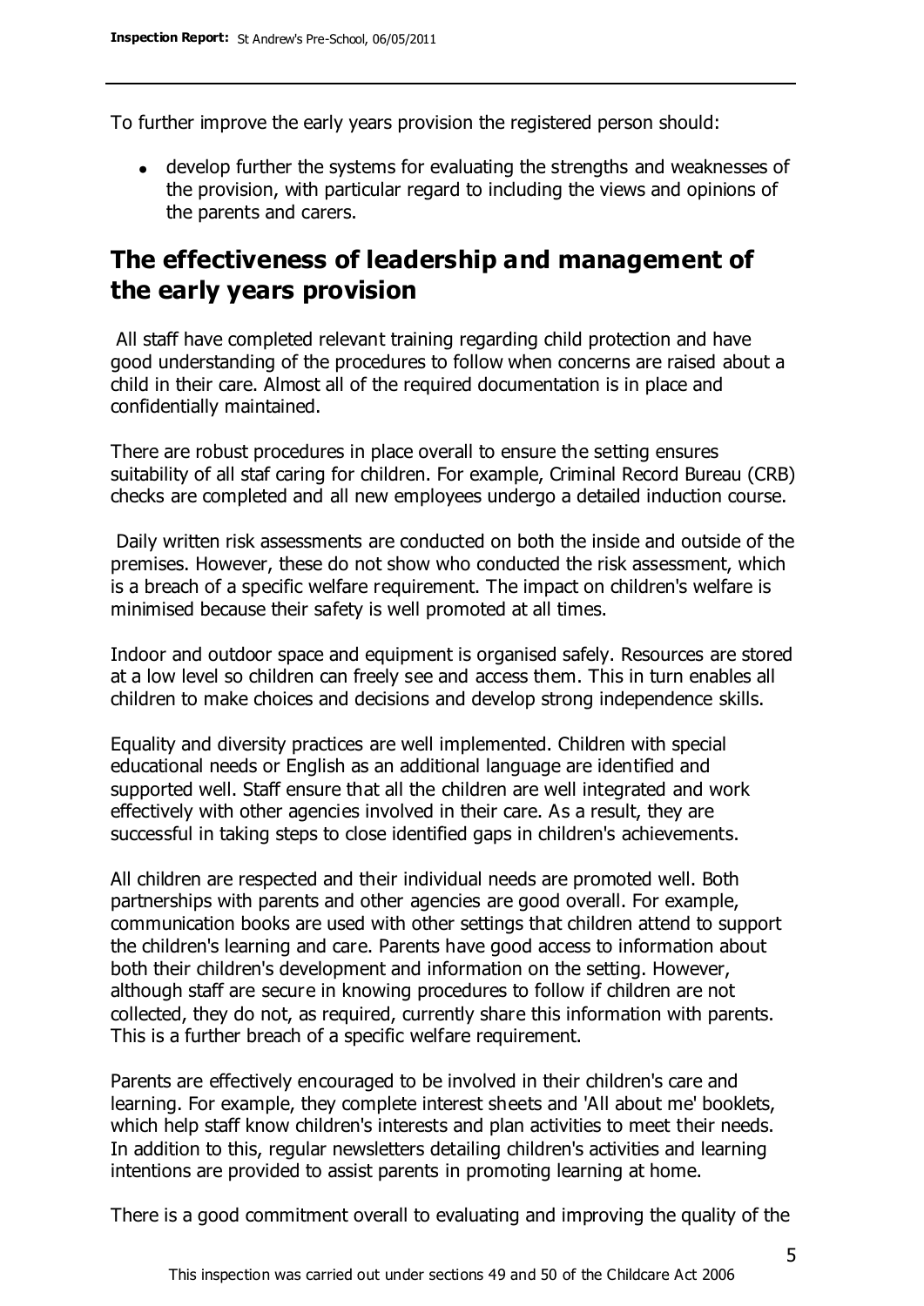To further improve the early years provision the registered person should:

- develop further the systems for evaluating the strengths and weaknesses of the provision, with particular regard to including the views and opinions of the parents and carers.

## The effectiveness of leadership and management of the early years provision

All staff have completed relevant training regarding child protection and have good understanding of the procedures to follow when concerns are raised about a child in their care. Almost all of the required documentation is in place and confidentially maintained.

There are robust procedures in place overall to ensure the setting ensures suitability of all staf caring for children. For example, Criminal Record Bureau (CRB) checks are completed and all new employees undergo a detailed induction course.

Daily written risk assessments are conducted on both the inside and outside of the premises. However, these do not show who conducted the risk assessment, which is a breach of a specific welfare requirement. The impact on children's welfare is minimised because their safety is well promoted at all times.

Indoor and outdoor space and equipment is organised safely. Resources are stored at a low level so children can freely see and access them. This in turn enables all children to make choices and decisions and develop strong independence skills.

Equality and diversity practices are well implemented. Children with special educational needs or English as an additional language are identified and supported well. Staff ensure that all the children are well integrated and work effectively with other agencies involved in their care. As a result, they are successful in taking steps to close identified gaps in children's achievements.

All children are respected and their individual needs are promoted well. Both partnerships with parents and other agencies are good overall. For example, communication books are used with other settings that children attend to support the children's learning and care. Parents have good access to information about both their children's development and information on the setting. However, although staff are secure in knowing procedures to follow if children are not collected, they do not, as required, currently share this information with parents. This is a further breach of a specific welfare requirement.

Parents are effectively encouraged to be involved in their children's care and learning. For example, they complete interest sheets and 'All about me' booklets, which help staff know children's interests and plan activities to meet their needs. In addition to this, regular newsletters detailing children's activities and learning intentions are provided to assist parents in promoting learning at home.

There is a good commitment overall to evaluating and improving the quality of the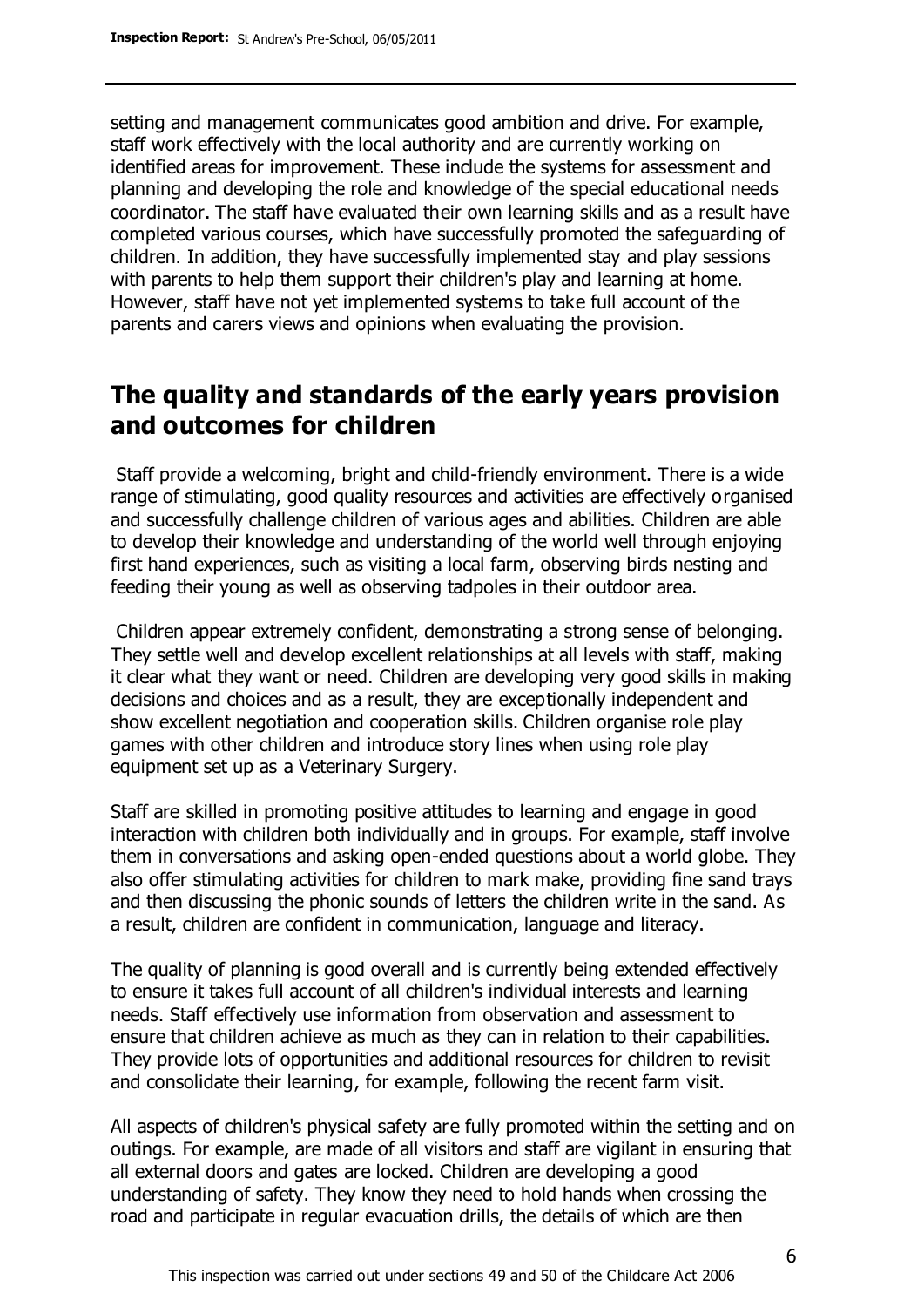setting and management communicates good ambition and drive. For example, staff work effectively with the local authority and are currently working on identified areas for improvement. These include the systems for assessment and planning and developing the role and knowledge of the special educational needs coordinator. The staff have evaluated their own learning skills and as a result have completed various courses, which have successfully promoted the safeguarding of children. In addition, they have successfully implemented stay and play sessions with parents to help them support their children's play and learning at home. However, staff have not yet implemented systems to take full account of the parents and carers views and opinions when evaluating the provision.

## The quality and standards of the early years provision and outcomes for children

Staff provide a welcoming, bright and child-friendly environment. There is a wide range of stimulating, good quality resources and activities are effectively organised and successfully challenge children of various ages and abilities. Children are able to develop their knowledge and understanding of the world well through enjoying first hand experiences, such as visiting a local farm, observing birds nesting and feeding their young as well as observing tadpoles in their outdoor area.

Children appear extremely confident, demonstrating a strong sense of belonging. They settle well and develop excellent relationships at all levels with staff, making it clear what they want or need. Children are developing very good skills in making decisions and choices and as a result, they are exceptionally independent and show excellent negotiation and cooperation skills. Children organise role play games with other children and introduce story lines when using role play equipment set up as a Veterinary Surgery.

Staff are skilled in promoting positive attitudes to learning and engage in good interaction with children both individually and in groups. For example, staff involve them in conversations and asking open-ended questions about a world globe. They also offer stimulating activities for children to mark make, providing fine sand trays and then discussing the phonic sounds of letters the children write in the sand. As a result, children are confident in communication, language and literacy.

The quality of planning is good overall and is currently being extended effectively to ensure it takes full account of all children's individual interests and learning needs. Staff effectively use information from observation and assessment to ensure that children achieve as much as they can in relation to their capabilities. They provide lots of opportunities and additional resources for children to revisit and consolidate their learning, for example, following the recent farm visit.

All aspects of children's physical safety are fully promoted within the setting and on outings. For example, are made of all visitors and staff are vigilant in ensuring that all external doors and gates are locked. Children are developing a good understanding of safety. They know they need to hold hands when crossing the road and participate in regular evacuation drills, the details of which are then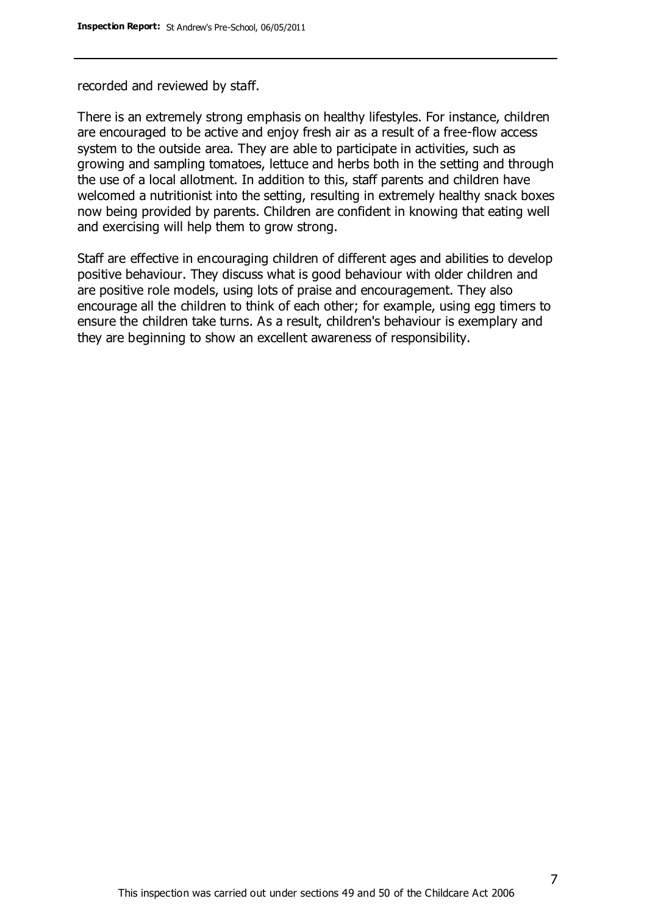recorded and reviewed by staff.

There is an extremely strong emphasis on healthy lifestyles. For instance, children are encouraged to be active and enjoy fresh air as a result of a free-flow access system to the outside area. They are able to participate in activities, such as growing and sampling tomatoes, lettuce and herbs both in the setting and through the use of a local allotment. In addition to this, staff parents and children have welcomed a nutritionist into the setting, resulting in extremely healthy snack boxes now being provided by parents. Children are confident in knowing that eating well and exercising will help them to grow strong.

Staff are effective in encouraging children of different ages and abilities to develop positive behaviour. They discuss what is good behaviour with older children and are positive role models, using lots of praise and encouragement. They also encourage all the children to think of each other; for example, using egg timers to ensure the children take turns. As a result, children's behaviour is exemplary and they are beginning to show an excellent awareness of responsibility.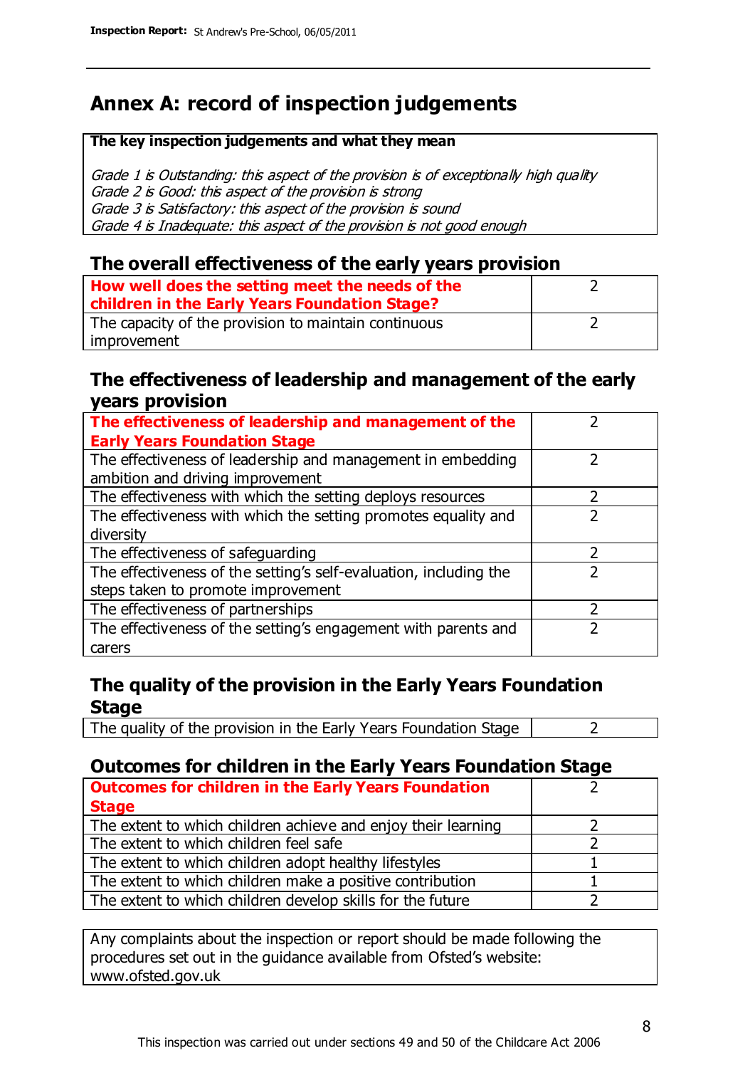# Annex A: record of inspection judgements

**The key inspection judgements and what they mean**

*Grade 1 is Outstanding: this aspect of the provision is of exceptionally high quality*
*Grade 2 is Good: this aspect of the provision is strong*
*Grade 3 is Satisfactory: this aspect of the provision is sound*
*Grade 4 is Inadequate: this aspect of the provision is not good enough*

## The overall effectiveness of the early years provision

| | |
|---|---|
| **How well does the setting meet the needs of the children in the Early Years Foundation Stage?** | 2 |
| The capacity of the provision to maintain continuous improvement | 2 |

## The effectiveness of leadership and management of the early years provision

| | |
|---|---|
| **The effectiveness of leadership and management of the Early Years Foundation Stage** | 2 |
| The effectiveness of leadership and management in embedding ambition and driving improvement | 2 |
| The effectiveness with which the setting deploys resources | 2 |
| The effectiveness with which the setting promotes equality and diversity | 2 |
| The effectiveness of safeguarding | 2 |
| The effectiveness of the setting's self-evaluation, including the steps taken to promote improvement | 2 |
| The effectiveness of partnerships | 2 |
| The effectiveness of the setting's engagement with parents and carers | 2 |

## The quality of the provision in the Early Years Foundation Stage

| | |
|---|---|
| The quality of the provision in the Early Years Foundation Stage | 2 |

## Outcomes for children in the Early Years Foundation Stage

| | |
|---|---|
| **Outcomes for children in the Early Years Foundation Stage** | 2 |
| The extent to which children achieve and enjoy their learning | 2 |
| The extent to which children feel safe | 2 |
| The extent to which children adopt healthy lifestyles | 1 |
| The extent to which children make a positive contribution | 1 |
| The extent to which children develop skills for the future | 2 |

Any complaints about the inspection or report should be made following the procedures set out in the guidance available from Ofsted's website: www.ofsted.gov.uk

This inspection was carried out under sections 49 and 50 of the Childcare Act 2006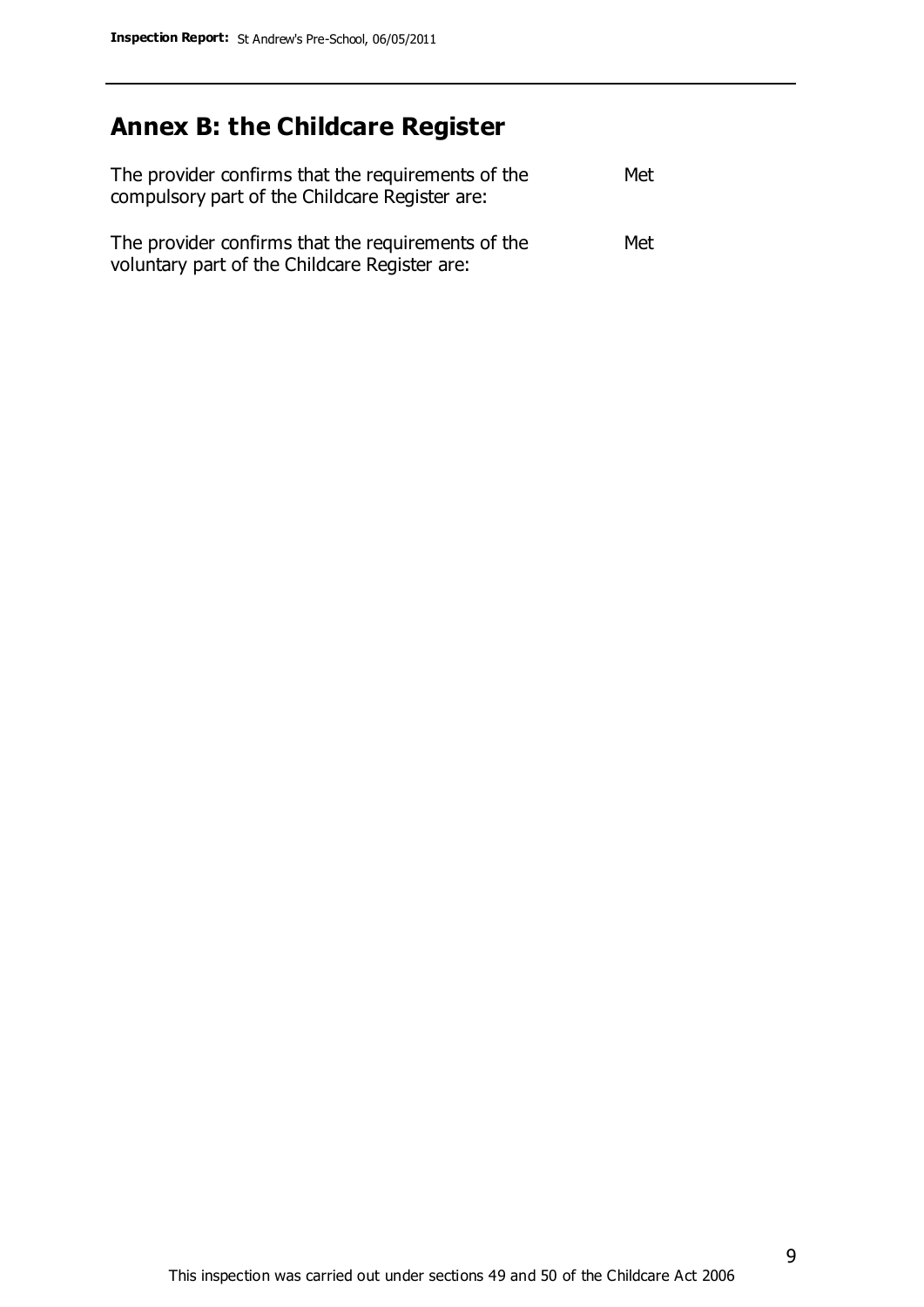## Annex B: the Childcare Register

| | |
|---|---|
| The provider confirms that the requirements of the compulsory part of the Childcare Register are: | Met |
| The provider confirms that the requirements of the voluntary part of the Childcare Register are: | Met |

This inspection was carried out under sections 49 and 50 of the Childcare Act 2006